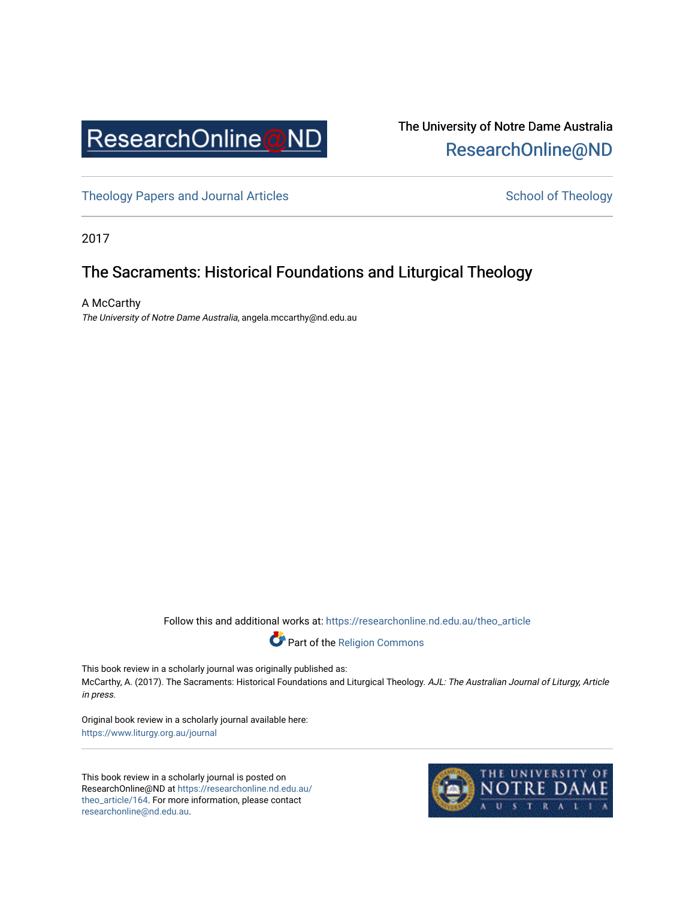The University of Notre Dame Australia
ResearchOnline@ND

Theology Papers and Journal Articles

School of Theology

2017

# The Sacraments: Historical Foundations and Liturgical Theology

A McCarthy
*The University of Notre Dame Australia*, angela.mccarthy@nd.edu.au

Follow this and additional works at: https://researchonline.nd.edu.au/theo_article

Part of the Religion Commons

This book review in a scholarly journal was originally published as:
McCarthy, A. (2017). The Sacraments: Historical Foundations and Liturgical Theology. *AJL: The Australian Journal of Liturgy, Article in press*.

Original book review in a scholarly journal available here:
https://www.liturgy.org.au/journal

This book review in a scholarly journal is posted on ResearchOnline@ND at https://researchonline.nd.edu.au/theo_article/164. For more information, please contact researchonline@nd.edu.au.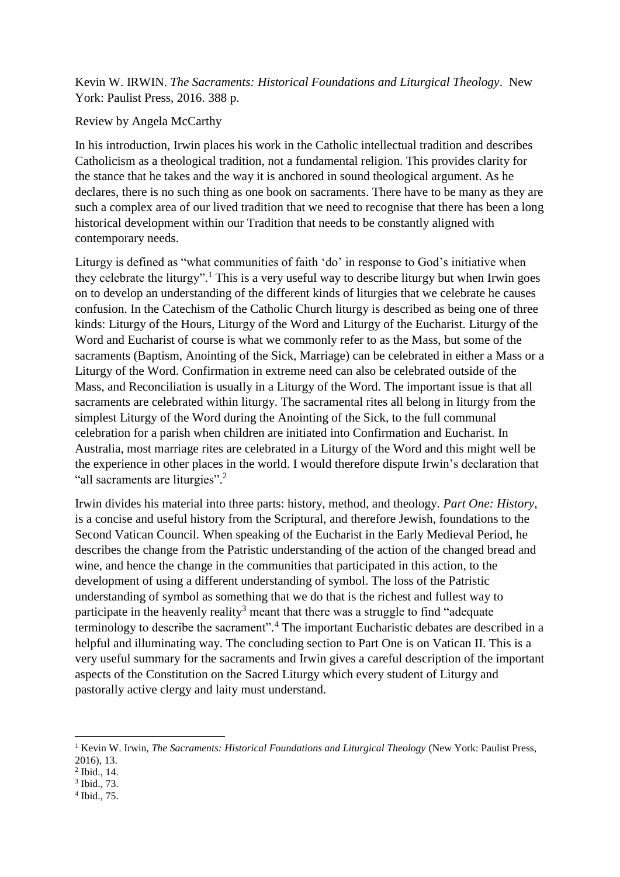Kevin W. IRWIN. *The Sacraments: Historical Foundations and Liturgical Theology*. New York: Paulist Press, 2016. 388 p.

Review by Angela McCarthy

In his introduction, Irwin places his work in the Catholic intellectual tradition and describes Catholicism as a theological tradition, not a fundamental religion. This provides clarity for the stance that he takes and the way it is anchored in sound theological argument. As he declares, there is no such thing as one book on sacraments. There have to be many as they are such a complex area of our lived tradition that we need to recognise that there has been a long historical development within our Tradition that needs to be constantly aligned with contemporary needs.

Liturgy is defined as "what communities of faith 'do' in response to God's initiative when they celebrate the liturgy".[1] This is a very useful way to describe liturgy but when Irwin goes on to develop an understanding of the different kinds of liturgies that we celebrate he causes confusion. In the Catechism of the Catholic Church liturgy is described as being one of three kinds: Liturgy of the Hours, Liturgy of the Word and Liturgy of the Eucharist. Liturgy of the Word and Eucharist of course is what we commonly refer to as the Mass, but some of the sacraments (Baptism, Anointing of the Sick, Marriage) can be celebrated in either a Mass or a Liturgy of the Word. Confirmation in extreme need can also be celebrated outside of the Mass, and Reconciliation is usually in a Liturgy of the Word. The important issue is that all sacraments are celebrated within liturgy. The sacramental rites all belong in liturgy from the simplest Liturgy of the Word during the Anointing of the Sick, to the full communal celebration for a parish when children are initiated into Confirmation and Eucharist. In Australia, most marriage rites are celebrated in a Liturgy of the Word and this might well be the experience in other places in the world. I would therefore dispute Irwin's declaration that "all sacraments are liturgies".[2]

Irwin divides his material into three parts: history, method, and theology. *Part One: History*, is a concise and useful history from the Scriptural, and therefore Jewish, foundations to the Second Vatican Council. When speaking of the Eucharist in the Early Medieval Period, he describes the change from the Patristic understanding of the action of the changed bread and wine, and hence the change in the communities that participated in this action, to the development of using a different understanding of symbol. The loss of the Patristic understanding of symbol as something that we do that is the richest and fullest way to participate in the heavenly reality[3] meant that there was a struggle to find "adequate terminology to describe the sacrament".[4] The important Eucharistic debates are described in a helpful and illuminating way. The concluding section to Part One is on Vatican II. This is a very useful summary for the sacraments and Irwin gives a careful description of the important aspects of the Constitution on the Sacred Liturgy which every student of Liturgy and pastorally active clergy and laity must understand.

---

[1] Kevin W. Irwin, *The Sacraments: Historical Foundations and Liturgical Theology* (New York: Paulist Press, 2016), 13.

[2] Ibid., 14.

[3] Ibid., 73.

[4] Ibid., 75.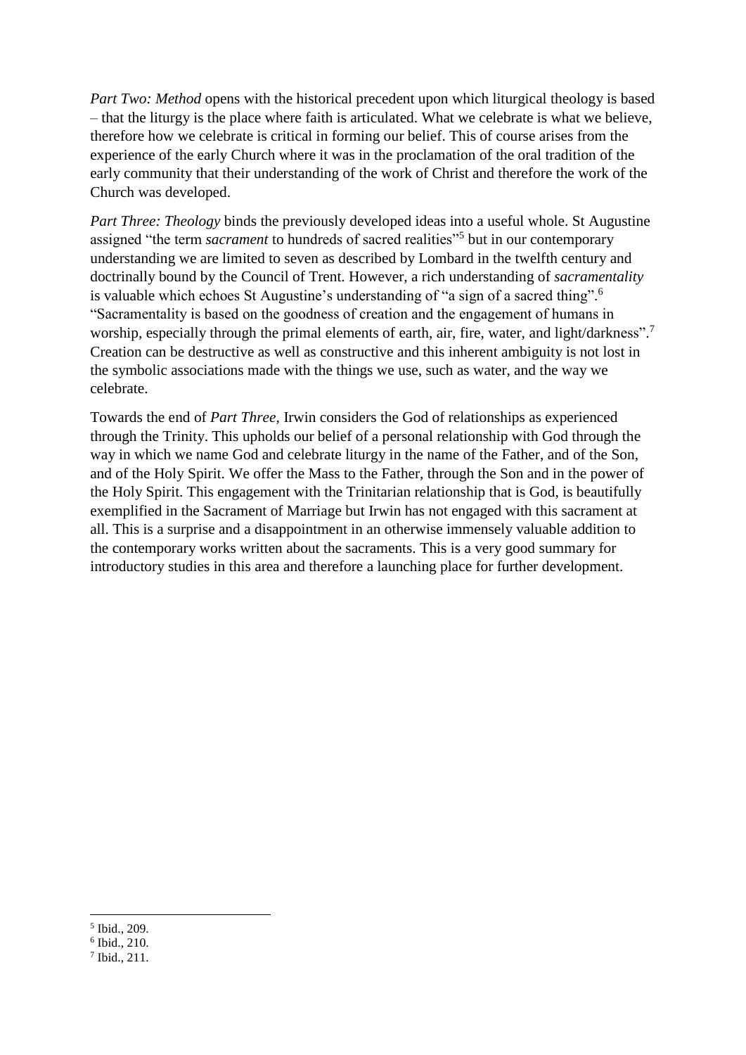*Part Two: Method* opens with the historical precedent upon which liturgical theology is based – that the liturgy is the place where faith is articulated. What we celebrate is what we believe, therefore how we celebrate is critical in forming our belief. This of course arises from the experience of the early Church where it was in the proclamation of the oral tradition of the early community that their understanding of the work of Christ and therefore the work of the Church was developed.

*Part Three: Theology* binds the previously developed ideas into a useful whole. St Augustine assigned "the term *sacrament* to hundreds of sacred realities"[5] but in our contemporary understanding we are limited to seven as described by Lombard in the twelfth century and doctrinally bound by the Council of Trent. However, a rich understanding of *sacramentality* is valuable which echoes St Augustine's understanding of "a sign of a sacred thing".[6] "Sacramentality is based on the goodness of creation and the engagement of humans in worship, especially through the primal elements of earth, air, fire, water, and light/darkness".[7] Creation can be destructive as well as constructive and this inherent ambiguity is not lost in the symbolic associations made with the things we use, such as water, and the way we celebrate.

Towards the end of *Part Three*, Irwin considers the God of relationships as experienced through the Trinity. This upholds our belief of a personal relationship with God through the way in which we name God and celebrate liturgy in the name of the Father, and of the Son, and of the Holy Spirit. We offer the Mass to the Father, through the Son and in the power of the Holy Spirit. This engagement with the Trinitarian relationship that is God, is beautifully exemplified in the Sacrament of Marriage but Irwin has not engaged with this sacrament at all. This is a surprise and a disappointment in an otherwise immensely valuable addition to the contemporary works written about the sacraments. This is a very good summary for introductory studies in this area and therefore a launching place for further development.

---

[5] Ibid., 209.
[6] Ibid., 210.
[7] Ibid., 211.